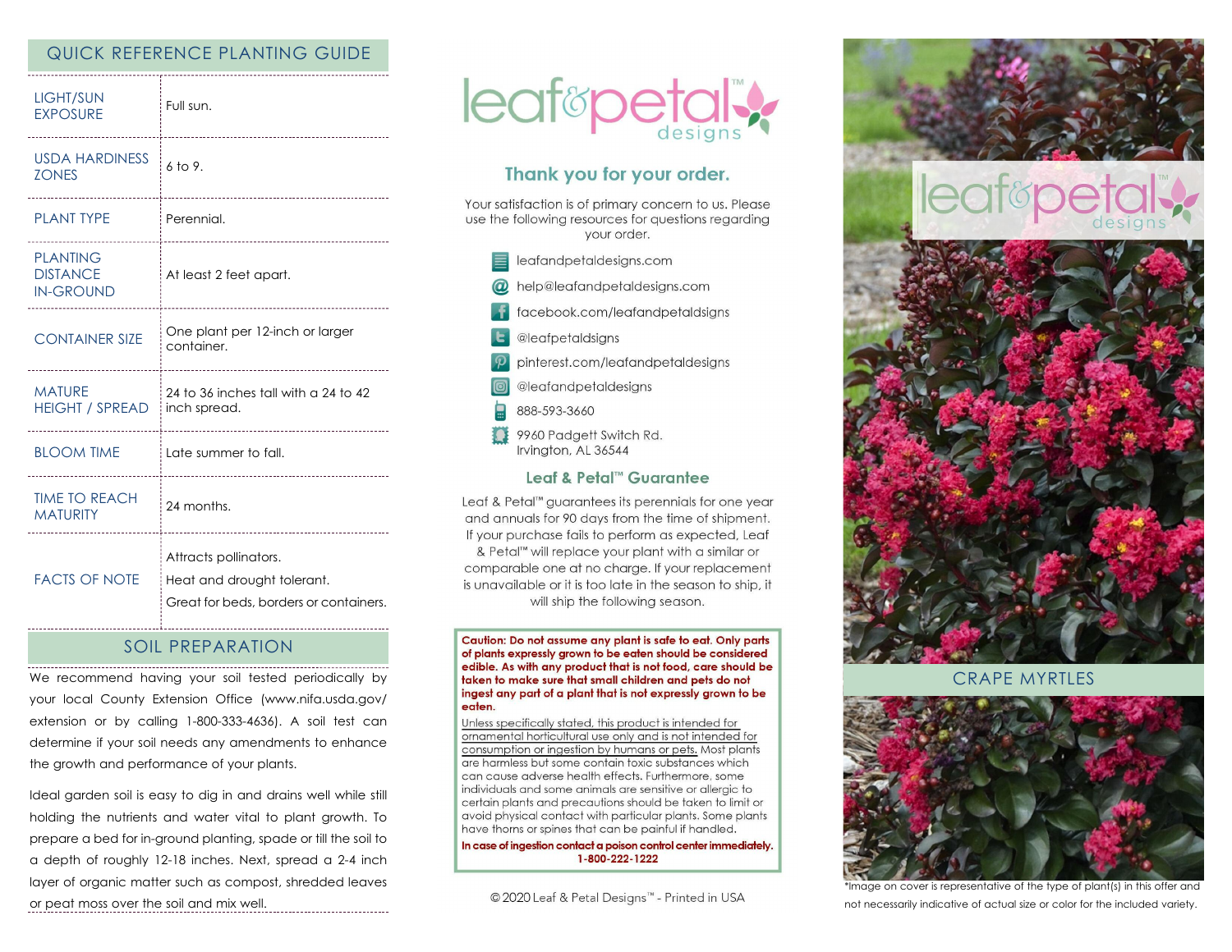## QUICK REFERENCE PLANTING GUIDE

| | |
|---|---|
| LIGHT/SUN EXPOSURE | Full sun. |
| USDA HARDINESS ZONES | 6 to 9. |
| PLANT TYPE | Perennial. |
| PLANTING DISTANCE IN-GROUND | At least 2 feet apart. |
| CONTAINER SIZE | One plant per 12-inch or larger container. |
| MATURE HEIGHT / SPREAD | 24 to 36 inches tall with a 24 to 42 inch spread. |
| BLOOM TIME | Late summer to fall. |
| TIME TO REACH MATURITY | 24 months. |
| FACTS OF NOTE | Attracts pollinators.<br>Heat and drought tolerant.<br>Great for beds, borders or containers. |

## SOIL PREPARATION

We recommend having your soil tested periodically by your local County Extension Office (www.nifa.usda.gov/extension or by calling 1-800-333-4636). A soil test can determine if your soil needs any amendments to enhance the growth and performance of your plants.

Ideal garden soil is easy to dig in and drains well while still holding the nutrients and water vital to plant growth. To prepare a bed for in-ground planting, spade or till the soil to a depth of roughly 12-18 inches. Next, spread a 2-4 inch layer of organic matter such as compost, shredded leaves or peat moss over the soil and mix well.

leaf&petal™ designs

## Thank you for your order.

Your satisfaction is of primary concern to us. Please use the following resources for questions regarding your order.

- leafandpetaldesigns.com
- help@leafandpetaldesigns.com
- facebook.com/leafandpetaldsigns
- @leafpetaldsigns
- pinterest.com/leafandpetaldesigns
- @leafandpetaldesigns
- 888-593-3660
- 9960 Padgett Switch Rd. Irvington, AL 36544

## Leaf & Petal™ Guarantee

Leaf & Petal™ guarantees its perennials for one year and annuals for 90 days from the time of shipment. If your purchase fails to perform as expected, Leaf & Petal™ will replace your plant with a similar or comparable one at no charge. If your replacement is unavailable or it is too late in the season to ship, it will ship the following season.

**Caution: Do not assume any plant is safe to eat. Only parts of plants expressly grown to be eaten should be considered edible. As with any product that is not food, care should be taken to make sure that small children and pets do not ingest any part of a plant that is not expressly grown to be eaten.**

Unless specifically stated, this product is intended for ornamental horticultural use only and is not intended for consumption or ingestion by humans or pets. Most plants are harmless but some contain toxic substances which can cause adverse health effects. Furthermore, some individuals and some animals are sensitive or allergic to certain plants and precautions should be taken to limit or avoid physical contact with particular plants. Some plants have thorns or spines that can be painful if handled.

**In case of ingestion contact a poison control center immediately. 1-800-222-1222**

© 2020 Leaf & Petal Designs™ - Printed in USA

leaf&petal™ designs

## CRAPE MYRTLES

*Image on cover is representative of the type of plant(s) in this offer and not necessarily indicative of actual size or color for the included variety.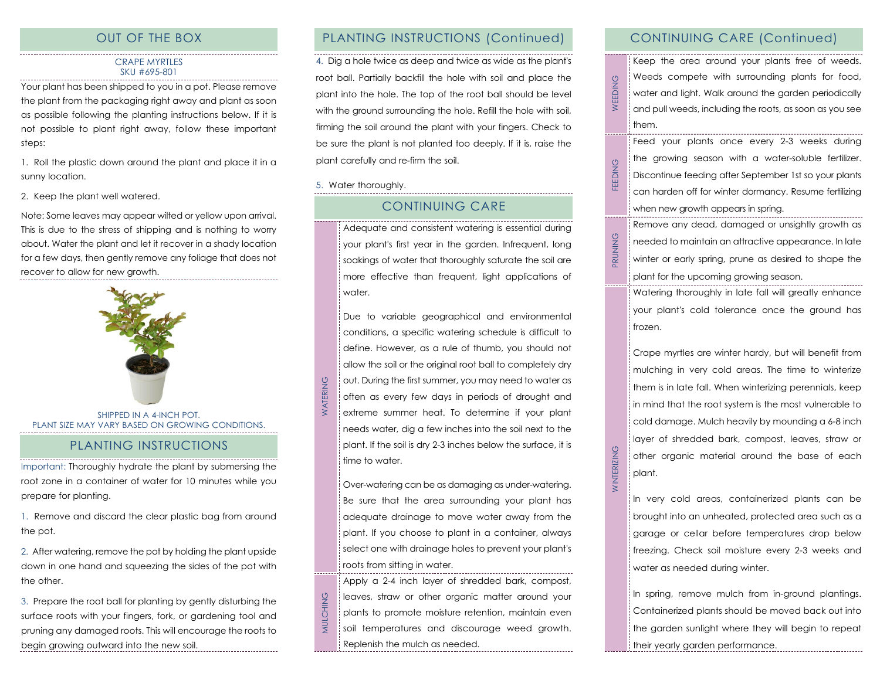## OUT OF THE BOX

CRAPE MYRTLES
SKU #695-801

Your plant has been shipped to you in a pot. Please remove the plant from the packaging right away and plant as soon as possible following the planting instructions below. If it is not possible to plant right away, follow these important steps:

1. Roll the plastic down around the plant and place it in a sunny location.
2. Keep the plant well watered.

Note: Some leaves may appear wilted or yellow upon arrival. This is due to the stress of shipping and is nothing to worry about. Water the plant and let it recover in a shady location for a few days, then gently remove any foliage that does not recover to allow for new growth.

SHIPPED IN A 4-INCH POT.
PLANT SIZE MAY VARY BASED ON GROWING CONDITIONS.

## PLANTING INSTRUCTIONS

Important: Thoroughly hydrate the plant by submersing the root zone in a container of water for 10 minutes while you prepare for planting.

1. Remove and discard the clear plastic bag from around the pot.
2. After watering, remove the pot by holding the plant upside down in one hand and squeezing the sides of the pot with the other.
3. Prepare the root ball for planting by gently disturbing the surface roots with your fingers, fork, or gardening tool and pruning any damaged roots. This will encourage the roots to begin growing outward into the new soil.

## PLANTING INSTRUCTIONS (Continued)

4. Dig a hole twice as deep and twice as wide as the plant's root ball. Partially backfill the hole with soil and place the plant into the hole. The top of the root ball should be level with the ground surrounding the hole. Refill the hole with soil, firming the soil around the plant with your fingers. Check to be sure the plant is not planted too deeply. If it is, raise the plant carefully and re-firm the soil.
5. Water thoroughly.

## CONTINUING CARE

### WATERING

Adequate and consistent watering is essential during your plant's first year in the garden. Infrequent, long soakings of water that thoroughly saturate the soil are more effective than frequent, light applications of water.

Due to variable geographical and environmental conditions, a specific watering schedule is difficult to define. However, as a rule of thumb, you should not allow the soil or the original root ball to completely dry out. During the first summer, you may need to water as often as every few days in periods of drought and extreme summer heat. To determine if your plant needs water, dig a few inches into the soil next to the plant. If the soil is dry 2-3 inches below the surface, it is time to water.

Over-watering can be as damaging as under-watering. Be sure that the area surrounding your plant has adequate drainage to move water away from the plant. If you choose to plant in a container, always select one with drainage holes to prevent your plant's roots from sitting in water.

### MULCHING

Apply a 2-4 inch layer of shredded bark, compost, leaves, straw or other organic matter around your plants to promote moisture retention, maintain even soil temperatures and discourage weed growth. Replenish the mulch as needed.

## CONTINUING CARE (Continued)

### WEEDING

Keep the area around your plants free of weeds. Weeds compete with surrounding plants for food, water and light. Walk around the garden periodically and pull weeds, including the roots, as soon as you see them.

### FEEDING

Feed your plants once every 2-3 weeks during the growing season with a water-soluble fertilizer. Discontinue feeding after September 1st so your plants can harden off for winter dormancy. Resume fertilizing when new growth appears in spring.

### PRUNING

Remove any dead, damaged or unsightly growth as needed to maintain an attractive appearance. In late winter or early spring, prune as desired to shape the plant for the upcoming growing season.

### WINTERIZING

Watering thoroughly in late fall will greatly enhance your plant's cold tolerance once the ground has frozen.

Crape myrtles are winter hardy, but will benefit from mulching in very cold areas. The time to winterize them is in late fall. When winterizing perennials, keep in mind that the root system is the most vulnerable to cold damage. Mulch heavily by mounding a 6-8 inch layer of shredded bark, compost, leaves, straw or other organic material around the base of each plant.

In very cold areas, containerized plants can be brought into an unheated, protected area such as a garage or cellar before temperatures drop below freezing. Check soil moisture every 2-3 weeks and water as needed during winter.

In spring, remove mulch from in-ground plantings. Containerized plants should be moved back out into the garden sunlight where they will begin to repeat their yearly garden performance.